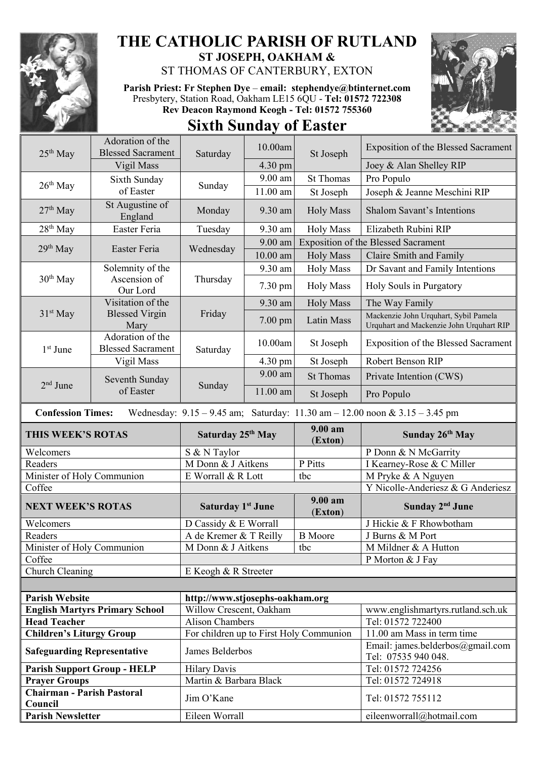# THE CATHOLIC PARISH OF RUTLAND

**ST JOSEPH, OAKHAM &**

ST THOMAS OF CANTERBURY, EXTON

**Parish Priest: Fr Stephen Dye** – **email: stephendye@btinternet.com**
Presbytery, Station Road, Oakham LE15 6QU - **Tel: 01572 722308**
**Rev Deacon Raymond Keogh - Tel: 01572 755360**

## Sixth Sunday of Easter

| | | | | | |
|---|---|---|---|---|---|
| 25th May | Adoration of the Blessed Sacrament | Saturday | 10.00am | St Joseph | Exposition of the Blessed Sacrament |
| | Vigil Mass | | 4.30 pm | | Joey & Alan Shelley RIP |
| 26th May | Sixth Sunday of Easter | Sunday | 9.00 am | St Thomas | Pro Populo |
| | | | 11.00 am | St Joseph | Joseph & Jeanne Meschini RIP |
| 27th May | St Augustine of England | Monday | 9.30 am | Holy Mass | Shalom Savant's Intentions |
| 28th May | Easter Feria | Tuesday | 9.30 am | Holy Mass | Elizabeth Rubini RIP |
| 29th May | Easter Feria | Wednesday | 9.00 am | Exposition of the Blessed Sacrament | |
| | | | 10.00 am | Holy Mass | Claire Smith and Family |
| 30th May | Solemnity of the Ascension of Our Lord | Thursday | 9.30 am | Holy Mass | Dr Savant and Family Intentions |
| | | | 7.30 pm | Holy Mass | Holy Souls in Purgatory |
| 31st May | Visitation of the Blessed Virgin Mary | Friday | 9.30 am | Holy Mass | The Way Family |
| | | | 7.00 pm | Latin Mass | Mackenzie John Urquhart, Sybil Pamela Urquhart and Mackenzie John Urquhart RIP |
| 1st June | Adoration of the Blessed Sacrament | Saturday | 10.00am | St Joseph | Exposition of the Blessed Sacrament |
| | Vigil Mass | | 4.30 pm | St Joseph | Robert Benson RIP |
| 2nd June | Seventh Sunday of Easter | Sunday | 9.00 am | St Thomas | Private Intention (CWS) |
| | | | 11.00 am | St Joseph | Pro Populo |

**Confession Times:** Wednesday: 9.15 – 9.45 am; Saturday: 11.30 am – 12.00 noon & 3.15 – 3.45 pm

| **THIS WEEK'S ROTAS** | **Saturday 25th May** | **9.00 am (Exton)** | **Sunday 26th May** |
|---|---|---|---|
| Welcomers | S & N Taylor | | P Donn & N McGarrity |
| Readers | M Donn & J Aitkens | P Pitts | I Kearney-Rose & C Miller |
| Minister of Holy Communion | E Worrall & R Lott | tbc | M Pryke & A Nguyen |
| Coffee | | | Y Nicolle-Anderiesz & G Anderiesz |
| **NEXT WEEK'S ROTAS** | **Saturday 1st June** | **9.00 am (Exton)** | **Sunday 2nd June** |
| Welcomers | D Cassidy & E Worrall | | J Hickie & F Rhowbotham |
| Readers | A de Kremer & T Reilly | B Moore | J Burns & M Port |
| Minister of Holy Communion | M Donn & J Aitkens | tbc | M Mildner & A Hutton |
| Coffee | | | P Morton & J Fay |
| Church Cleaning | E Keogh & R Streeter | | |

| | | |
|---|---|---|
| **Parish Website** | http://www.stjosephs-oakham.org | |
| **English Martyrs Primary School** | Willow Crescent, Oakham | www.englishmartyrs.rutland.sch.uk |
| **Head Teacher** | Alison Chambers | Tel: 01572 722400 |
| **Children's Liturgy Group** | For children up to First Holy Communion | 11.00 am Mass in term time |
| **Safeguarding Representative** | James Belderbos | Email: james.belderbos@gmail.com Tel: 07535 940 048. |
| **Parish Support Group - HELP** | Hilary Davis | Tel: 01572 724256 |
| **Prayer Groups** | Martin & Barbara Black | Tel: 01572 724918 |
| **Chairman - Parish Pastoral Council** | Jim O'Kane | Tel: 01572 755112 |
| **Parish Newsletter** | Eileen Worrall | eileenworrall@hotmail.com |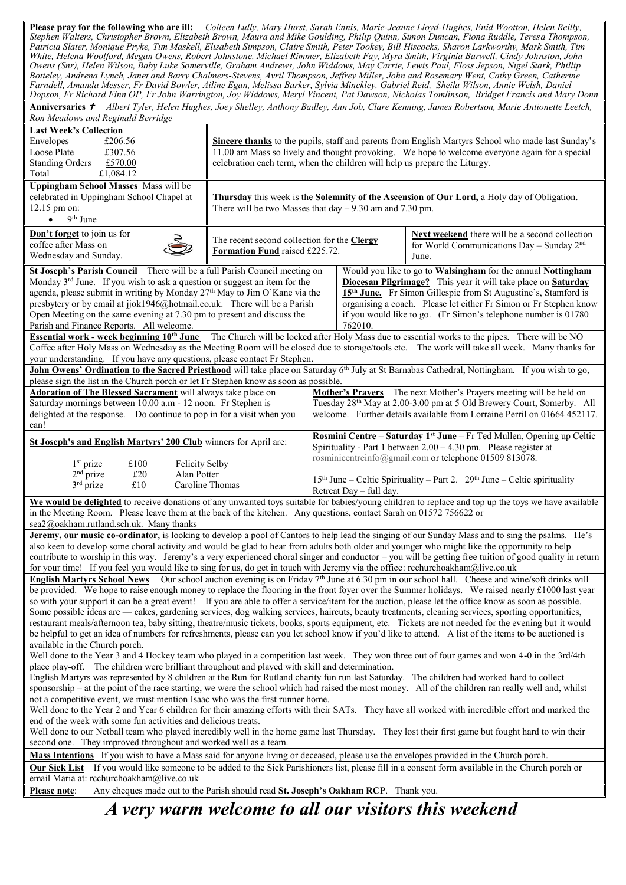**Please pray for the following who are ill:** *Colleen Lully, Mary Hurst, Sarah Ennis, Marie-Jeanne Lloyd-Hughes, Enid Wootton, Helen Reilly, Stephen Walters, Christopher Brown, Elizabeth Brown, Maura and Mike Goulding, Philip Quinn, Simon Duncan, Fiona Ruddle, Teresa Thompson, Patricia Slater, Monique Pryke, Tim Maskell, Elisabeth Simpson, Claire Smith, Peter Tookey, Bill Hiscocks, Sharon Larkworthy, Mark Smith, Tim White, Helena Woolford, Megan Owens, Robert Johnstone, Michael Rimmer, Elizabeth Fay, Myra Smith, Virginia Barwell, Cindy Johnston, John Owens (Snr), Helen Wilson, Baby Luke Somerville, Graham Andrews, John Widdows, May Carrie, Lewis Paul, Floss Jepson, Nigel Stark, Phillip Botteley, Andrena Lynch, Janet and Barry Chalmers-Stevens, Avril Thompson, Jeffrey Miller, John and Rosemary Went, Cathy Green, Catherine Farndell, Amanda Messer, Fr David Bowler, Ailine Egan, Melissa Barker, Sylvia Minckley, Gabriel Reid, Sheila Wilson, Annie Welsh, Daniel Dopson, Fr Richard Finn OP, Fr John Warrington, Joy Widdows, Meryl Vincent, Pat Dawson, Nicholas Tomlinson, Bridget Francis and Mary Donn*

**Anniversaries** ✝ *Albert Tyler, Helen Hughes, Joey Shelley, Anthony Badley, Ann Job, Clare Kenning, James Robertson, Marie Antionette Leetch, Ron Meadows and Reginald Berridge*

**Last Week's Collection**

| | |
|---|---|
| Envelopes | £206.56 |
| Loose Plate | £307.56 |
| Standing Orders | £570.00 |
| Total | £1,084.12 |

**Sincere thanks** to the pupils, staff and parents from English Martyrs School who made last Sunday's 11.00 am Mass so lively and thought provoking. We hope to welcome everyone again for a special celebration each term, when the children will help us prepare the Liturgy.

**Uppingham School Masses** Mass will be celebrated in Uppingham School Chapel at 12.15 pm on:
- 9th June

**Thursday** this week is the **Solemnity of the Ascension of Our Lord,** a Holy day of Obligation. There will be two Masses that day – 9.30 am and 7.30 pm.

**Don't forget** to join us for coffee after Mass on Wednesday and Sunday.

The recent second collection for the **Clergy Formation Fund** raised £225.72.

**Next weekend** there will be a second collection for World Communications Day – Sunday 2nd June.

**St Joseph's Parish Council** There will be a full Parish Council meeting on Monday 3rd June. If you wish to ask a question or suggest an item for the agenda, please submit in writing by Monday 27th May to Jim O'Kane via the presbytery or by email at jjok1946@hotmail.co.uk. There will be a Parish Open Meeting on the same evening at 7.30 pm to present and discuss the Parish and Finance Reports. All welcome.

Would you like to go to **Walsingham** for the annual **Nottingham Diocesan Pilgrimage?** This year it will take place on **Saturday 15th June.** Fr Simon Gillespie from St Augustine's, Stamford is organising a coach. Please let either Fr Simon or Fr Stephen know if you would like to go. (Fr Simon's telephone number is 01780 762010.

**Essential work - week beginning 10th June** The Church will be locked after Holy Mass due to essential works to the pipes. There will be NO Coffee after Holy Mass on Wednesday as the Meeting Room will be closed due to storage/tools etc. The work will take all week. Many thanks for your understanding. If you have any questions, please contact Fr Stephen.

**John Owens' Ordination to the Sacred Priesthood** will take place on Saturday 6th July at St Barnabas Cathedral, Nottingham. If you wish to go, please sign the list in the Church porch or let Fr Stephen know as soon as possible.

**Adoration of The Blessed Sacrament** will always take place on Saturday mornings between 10.00 a.m - 12 noon. Fr Stephen is delighted at the response. Do continue to pop in for a visit when you can!

**Mother's Prayers** The next Mother's Prayers meeting will be held on Tuesday 28th May at 2.00-3.00 pm at 5 Old Brewery Court, Somerby. All welcome. Further details available from Lorraine Perril on 01664 452117.

**St Joseph's and English Martyrs' 200 Club** winners for April are:

| | | |
|---|---|---|
| 1st prize | £100 | Felicity Selby |
| 2nd prize | £20 | Alan Potter |
| 3rd prize | £10 | Caroline Thomas |

**Rosmini Centre – Saturday 1st June** – Fr Ted Mullen, Opening up Celtic Spirituality - Part 1 between 2.00 – 4.30 pm. Please register at rosminicentreinfo@gmail.com or telephone 01509 813078.

15th June – Celtic Spirituality – Part 2. 29th June – Celtic spirituality Retreat Day – full day.

**We would be delighted** to receive donations of any unwanted toys suitable for babies/young children to replace and top up the toys we have available in the Meeting Room. Please leave them at the back of the kitchen. Any questions, contact Sarah on 01572 756622 or sea2@oakham.rutland.sch.uk. Many thanks

**Jeremy, our music co-ordinator**, is looking to develop a pool of Cantors to help lead the singing of our Sunday Mass and to sing the psalms. He's also keen to develop some choral activity and would be glad to hear from adults both older and younger who might like the opportunity to help contribute to worship in this way. Jeremy's a very experienced choral singer and conductor – you will be getting free tuition of good quality in return for your time! If you feel you would like to sing for us, do get in touch with Jeremy via the office: rcchurchoakham@live.co.uk

**English Martyrs School News** Our school auction evening is on Friday 7th June at 6.30 pm in our school hall. Cheese and wine/soft drinks will be provided. We hope to raise enough money to replace the flooring in the front foyer over the Summer holidays. We raised nearly £1000 last year so with your support it can be a great event! If you are able to offer a service/item for the auction, please let the office know as soon as possible. Some possible ideas are — cakes, gardening services, dog walking services, haircuts, beauty treatments, cleaning services, sporting opportunities, restaurant meals/afternoon tea, baby sitting, theatre/music tickets, books, sports equipment, etc. Tickets are not needed for the evening but it would be helpful to get an idea of numbers for refreshments, please can you let school know if you'd like to attend. A list of the items to be auctioned is available in the Church porch.

Well done to the Year 3 and 4 Hockey team who played in a competition last week. They won three out of four games and won 4-0 in the 3rd/4th place play-off. The children were brilliant throughout and played with skill and determination.

English Martyrs was represented by 8 children at the Run for Rutland charity fun run last Saturday. The children had worked hard to collect sponsorship – at the point of the race starting, we were the school which had raised the most money. All of the children ran really well and, whilst not a competitive event, we must mention Isaac who was the first runner home.

Well done to the Year 2 and Year 6 children for their amazing efforts with their SATs. They have all worked with incredible effort and marked the end of the week with some fun activities and delicious treats.

Well done to our Netball team who played incredibly well in the home game last Thursday. They lost their first game but fought hard to win their second one. They improved throughout and worked well as a team.

**Mass Intentions** If you wish to have a Mass said for anyone living or deceased, please use the envelopes provided in the Church porch.

**Our Sick List** If you would like someone to be added to the Sick Parishioners list, please fill in a consent form available in the Church porch or email Maria at: rcchurchoakham@live.co.uk

**Please note**: Any cheques made out to the Parish should read **St. Joseph's Oakham RCP**. Thank you.

***A very warm welcome to all our visitors this weekend***